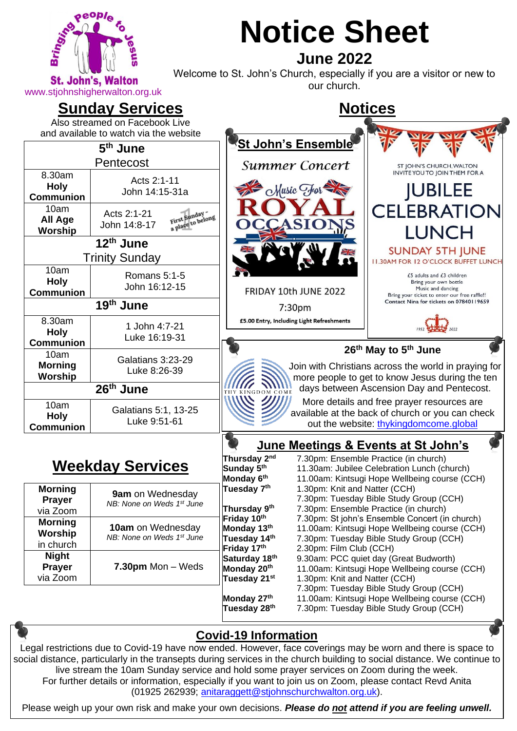Bringing people to Jesus

St. John's, Walton

www.stjohnshigherwalton.org.uk

# Notice Sheet

## June 2022

Welcome to St. John's Church, especially if you are a visitor or new to our church.

## Sunday Services

Also streamed on Facebook Live and available to watch via the website

| 5th June Pentecost | |
|---|---|
| 8.30am **Holy Communion** | Acts 2:1-11 John 14:15-31a |
| 10am **All Age Worship** | Acts 2:1-21 John 14:8-17 (First Sunday - a place to belong) |
| **12th June** Trinity Sunday | |
| 10am **Holy Communion** | Romans 5:1-5 John 16:12-15 |
| **19th June** | |
| 8.30am **Holy Communion** | 1 John 4:7-21 Luke 16:19-31 |
| 10am **Morning Worship** | Galatians 3:23-29 Luke 8:26-39 |
| **26th June** | |
| 10am **Holy Communion** | Galatians 5:1, 13-25 Luke 9:51-61 |

## Weekday Services

| | |
|---|---|
| **Morning Prayer** via Zoom | **9am** on Wednesday *NB: None on Weds 1st June* |
| **Morning Worship** in church | **10am** on Wednesday *NB: None on Weds 1st June* |
| **Night Prayer** via Zoom | **7.30pm** Mon – Weds |

## Notices

### St John's Ensemble

Summer Concert

Music For ROYAL OCCASIONS

FRIDAY 10th JUNE 2022

7:30pm

£5.00 Entry, Including Light Refreshments

---

ST JOHN'S CHURCH, WALTON INVITE YOU TO JOIN THEM FOR A

JUBILEE CELEBRATION LUNCH

SUNDAY 5TH JUNE

11.30AM FOR 12 O'CLOCK BUFFET LUNCH

£5 adults and £3 children
Bring your own bottle
Music and dancing
Bring your ticket to enter our free raffle!!
Contact Nina for tickets on 07840119659

1952 2022

---

**26th May to 5th June**

THY KINGDOM COME

Join with Christians across the world in praying for more people to get to know Jesus during the ten days between Ascension Day and Pentecost. More details and free prayer resources are available at the back of church or you can check out the website: thykingdomcome.global

### June Meetings & Events at St John's

| | |
|---|---|
| **Thursday 2nd** | 7.30pm: Ensemble Practice (in church) |
| **Sunday 5th** | 11.30am: Jubilee Celebration Lunch (church) |
| **Monday 6th** | 11.00am: Kintsugi Hope Wellbeing course (CCH) |
| **Tuesday 7th** | 1.30pm: Knit and Natter (CCH) |
| | 7.30pm: Tuesday Bible Study Group (CCH) |
| **Thursday 9th** | 7.30pm: Ensemble Practice (in church) |
| **Friday 10th** | 7.30pm: St john's Ensemble Concert (in church) |
| **Monday 13th** | 11.00am: Kintsugi Hope Wellbeing course (CCH) |
| **Tuesday 14th** | 7.30pm: Tuesday Bible Study Group (CCH) |
| **Friday 17th** | 2.30pm: Film Club (CCH) |
| **Saturday 18th** | 9.30am: PCC quiet day (Great Budworth) |
| **Monday 20th** | 11.00am: Kintsugi Hope Wellbeing course (CCH) |
| **Tuesday 21st** | 1.30pm: Knit and Natter (CCH) |
| | 7.30pm: Tuesday Bible Study Group (CCH) |
| **Monday 27th** | 11.00am: Kintsugi Hope Wellbeing course (CCH) |
| **Tuesday 28th** | 7.30pm: Tuesday Bible Study Group (CCH) |

### Covid-19 Information

Legal restrictions due to Covid-19 have now ended. However, face coverings may be worn and there is space to social distance, particularly in the transepts during services in the church building to social distance. We continue to live stream the 10am Sunday service and hold some prayer services on Zoom during the week.
For further details or information, especially if you want to join us on Zoom, please contact Revd Anita (01925 262939; anitaraggett@stjohnschurchwalton.org.uk).

Please weigh up your own risk and make your own decisions. ***Please do not attend if you are feeling unwell.***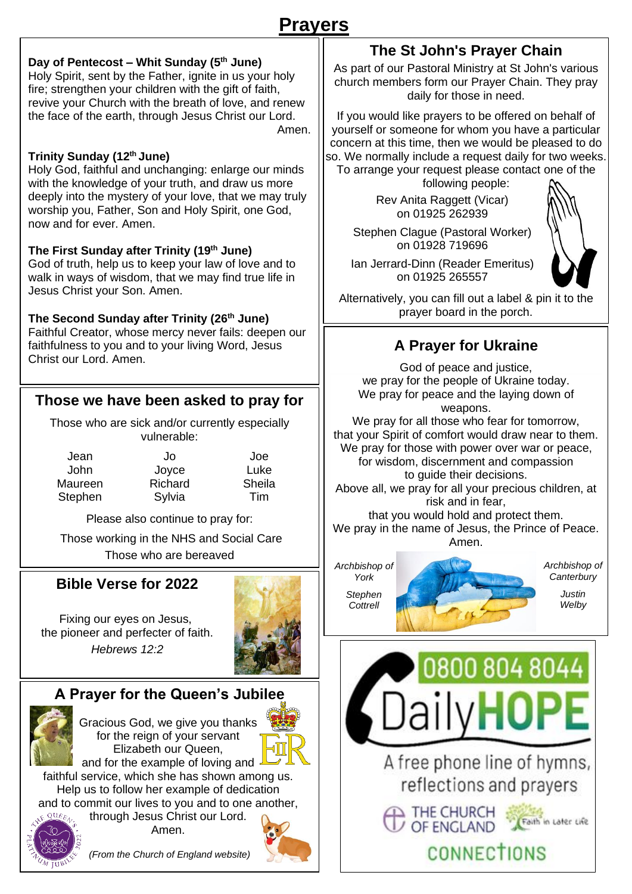# Prayers

**Day of Pentecost – Whit Sunday (5th June)**
Holy Spirit, sent by the Father, ignite in us your holy fire; strengthen your children with the gift of faith, revive your Church with the breath of love, and renew the face of the earth, through Jesus Christ our Lord. Amen.

**Trinity Sunday (12th June)**
Holy God, faithful and unchanging: enlarge our minds with the knowledge of your truth, and draw us more deeply into the mystery of your love, that we may truly worship you, Father, Son and Holy Spirit, one God, now and for ever. Amen.

**The First Sunday after Trinity (19th June)**
God of truth, help us to keep your law of love and to walk in ways of wisdom, that we may find true life in Jesus Christ your Son. Amen.

**The Second Sunday after Trinity (26th June)**
Faithful Creator, whose mercy never fails: deepen our faithfulness to you and to your living Word, Jesus Christ our Lord. Amen.

## Those we have been asked to pray for

Those who are sick and/or currently especially vulnerable:

| | | |
|---|---|---|
| Jean | Jo | Joe |
| John | Joyce | Luke |
| Maureen | Richard | Sheila |
| Stephen | Sylvia | Tim |

Please also continue to pray for:

Those working in the NHS and Social Care

Those who are bereaved

## Bible Verse for 2022

Fixing our eyes on Jesus,
the pioneer and perfecter of faith.
*Hebrews 12:2*

## A Prayer for the Queen's Jubilee

Gracious God, we give you thanks for the reign of your servant Elizabeth our Queen, and for the example of loving and faithful service, which she has shown among us. Help us to follow her example of dedication and to commit our lives to you and to one another, through Jesus Christ our Lord.
Amen.

*(From the Church of England website)*

## The St John's Prayer Chain

As part of our Pastoral Ministry at St John's various church members form our Prayer Chain. They pray daily for those in need.

If you would like prayers to be offered on behalf of yourself or someone for whom you have a particular concern at this time, then we would be pleased to do so. We normally include a request daily for two weeks. To arrange your request please contact one of the following people:

Rev Anita Raggett (Vicar)
on 01925 262939

Stephen Clague (Pastoral Worker)
on 01928 719696

Ian Jerrard-Dinn (Reader Emeritus)
on 01925 265557

Alternatively, you can fill out a label & pin it to the prayer board in the porch.

## A Prayer for Ukraine

God of peace and justice,
we pray for the people of Ukraine today.
We pray for peace and the laying down of weapons.
We pray for all those who fear for tomorrow,
that your Spirit of comfort would draw near to them.
We pray for those with power over war or peace,
for wisdom, discernment and compassion
to guide their decisions.
Above all, we pray for all your precious children, at risk and in fear,
that you would hold and protect them.
We pray in the name of Jesus, the Prince of Peace.
Amen.

*Archbishop of York*
*Stephen Cottrell*

*Archbishop of Canterbury*
*Justin Welby*

0800 804 8044
DailyHOPE
A free phone line of hymns, reflections and prayers
THE CHURCH OF ENGLAND
Faith in Later Life
CONNECTIONS